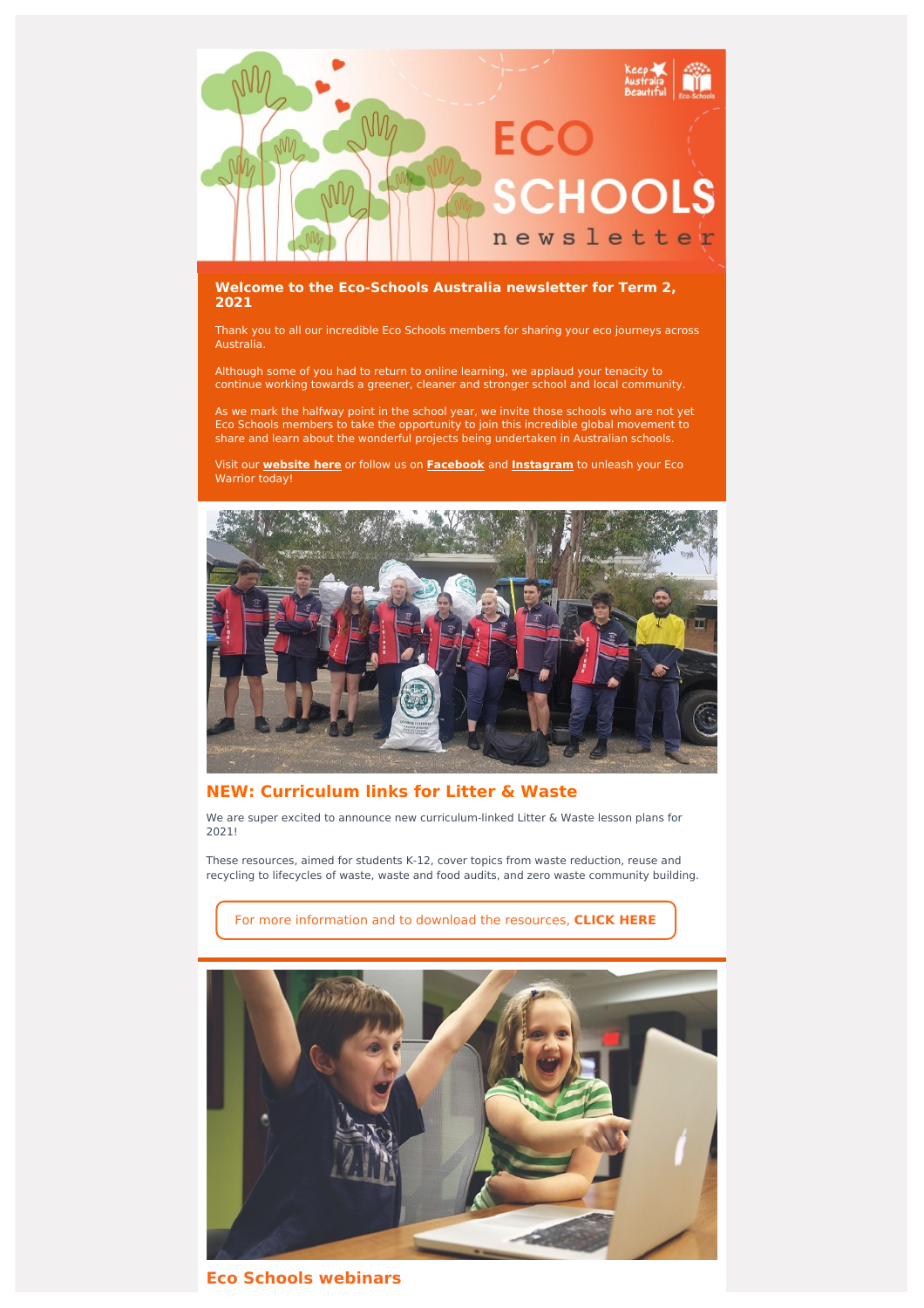# ECO SCHOOLS newsletter

## Welcome to the Eco-Schools Australia newsletter for Term 2, 2021

Thank you to all our incredible Eco Schools members for sharing your eco journeys across Australia.

Although some of you had to return to online learning, we applaud your tenacity to continue working towards a greener, cleaner and stronger school and local community.

As we mark the halfway point in the school year, we invite those schools who are not yet Eco Schools members to take the opportunity to join this incredible global movement to share and learn about the wonderful projects being undertaken in Australian schools.

Visit our **website here** or follow us on **Facebook** and **Instagram** to unleash your Eco Warrior today!

## NEW: Curriculum links for Litter & Waste

We are super excited to announce new curriculum-linked Litter & Waste lesson plans for 2021!

These resources, aimed for students K-12, cover topics from waste reduction, reuse and recycling to lifecycles of waste, waste and food audits, and zero waste community building.

For more information and to download the resources, **CLICK HERE**

## Eco Schools webinars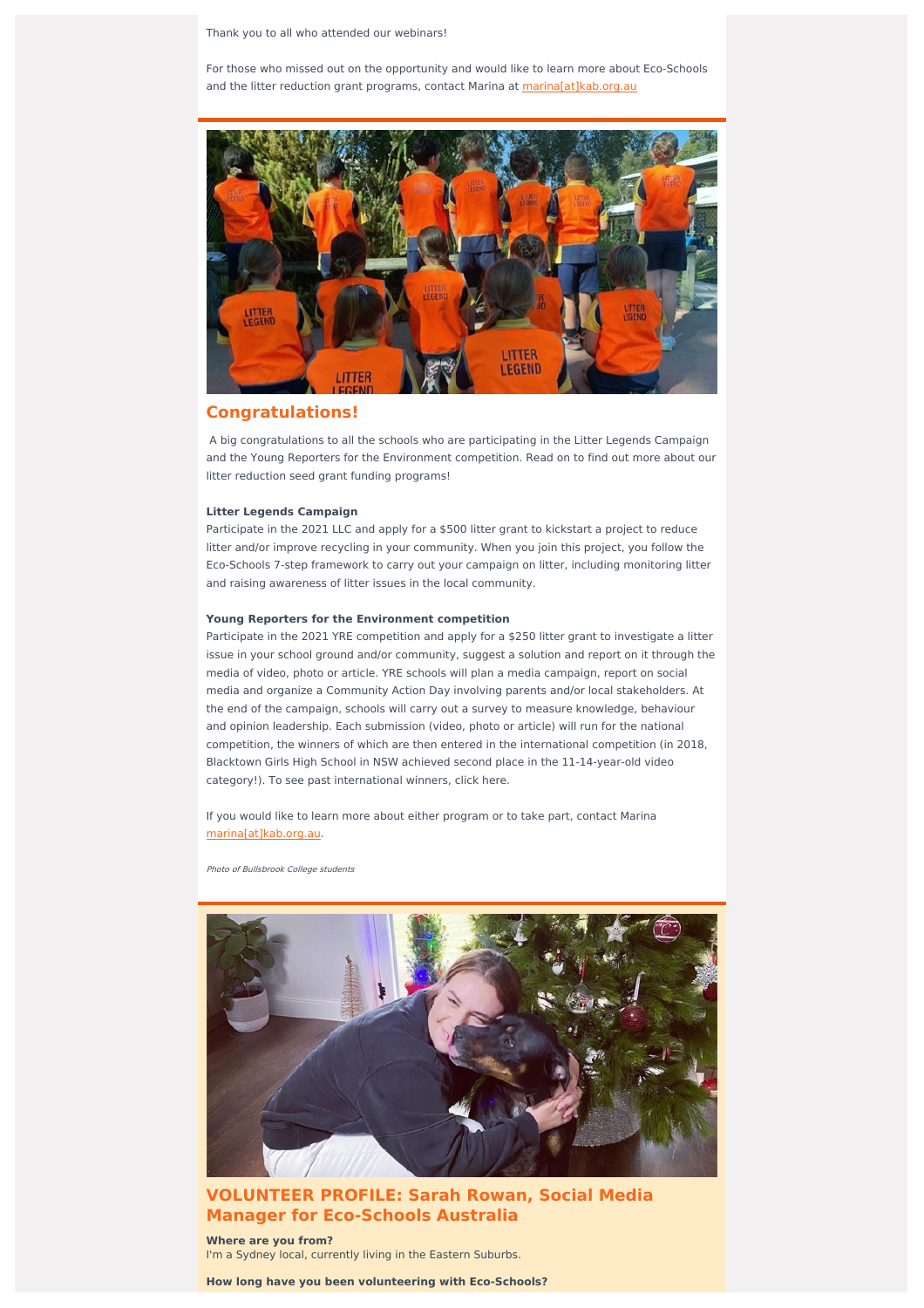Thank you to all who attended our webinars!

For those who missed out on the opportunity and would like to learn more about Eco-Schools and the litter reduction grant programs, contact Marina at marina[at]kab.org.au

## Congratulations!

A big congratulations to all the schools who are participating in the Litter Legends Campaign and the Young Reporters for the Environment competition. Read on to find out more about our litter reduction seed grant funding programs!

**Litter Legends Campaign**
Participate in the 2021 LLC and apply for a $500 litter grant to kickstart a project to reduce litter and/or improve recycling in your community. When you join this project, you follow the Eco-Schools 7-step framework to carry out your campaign on litter, including monitoring litter and raising awareness of litter issues in the local community.

**Young Reporters for the Environment competition**
Participate in the 2021 YRE competition and apply for a $250 litter grant to investigate a litter issue in your school ground and/or community, suggest a solution and report on it through the media of video, photo or article. YRE schools will plan a media campaign, report on social media and organize a Community Action Day involving parents and/or local stakeholders. At the end of the campaign, schools will carry out a survey to measure knowledge, behaviour and opinion leadership. Each submission (video, photo or article) will run for the national competition, the winners of which are then entered in the international competition (in 2018, Blacktown Girls High School in NSW achieved second place in the 11-14-year-old video category!). To see past international winners, click here.

If you would like to learn more about either program or to take part, contact Marina marina[at]kab.org.au.

*Photo of Bullsbrook College students*

## VOLUNTEER PROFILE: Sarah Rowan, Social Media Manager for Eco-Schools Australia

**Where are you from?**
I'm a Sydney local, currently living in the Eastern Suburbs.

**How long have you been volunteering with Eco-Schools?**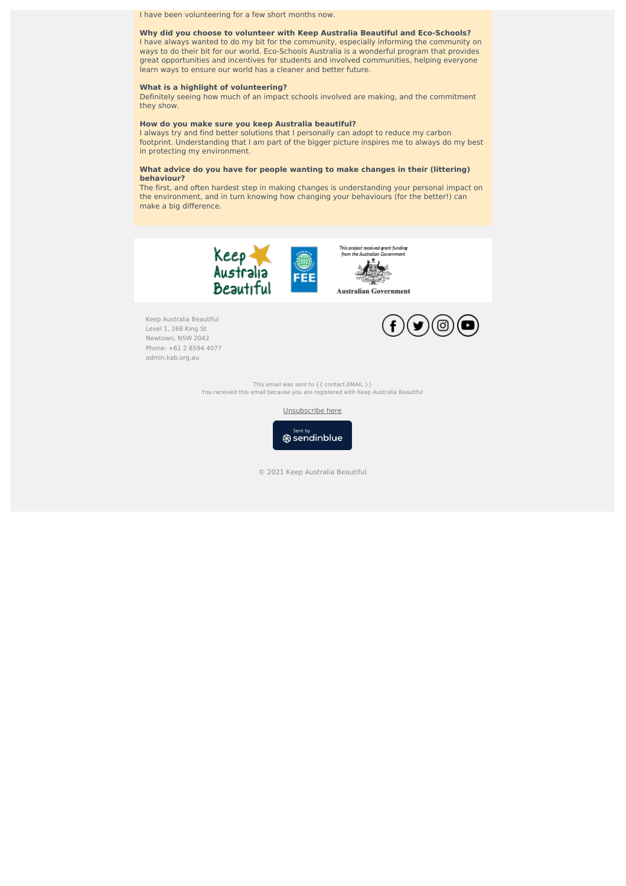I have been volunteering for a few short months now.

**Why did you choose to volunteer with Keep Australia Beautiful and Eco-Schools?**
I have always wanted to do my bit for the community, especially informing the community on ways to do their bit for our world. Eco-Schools Australia is a wonderful program that provides great opportunities and incentives for students and involved communities, helping everyone learn ways to ensure our world has a cleaner and better future.

**What is a highlight of volunteering?**
Definitely seeing how much of an impact schools involved are making, and the commitment they show.

**How do you make sure you keep Australia beautiful?**
I always try and find better solutions that I personally can adopt to reduce my carbon footprint. Understanding that I am part of the bigger picture inspires me to always do my best in protecting my environment.

**What advice do you have for people wanting to make changes in their (littering) behaviour?**
The first, and often hardest step in making changes is understanding your personal impact on the environment, and in turn knowing how changing your behaviours (for the better!) can make a big difference.

Keep Australia Beautiful

FEE

This project received grant funding from the Australian Government

Australian Government

Keep Australia Beautiful
Level 1, 268 King St
Newtown, NSW 2042
Phone: +61 2 8594 4077
admin.kab.org.au

This email was sent to {{ contact.EMAIL }}
You received this email because you are registered with Keep Australia Beautiful

Unsubscribe here

Sent by sendinblue

© 2021 Keep Australia Beautiful